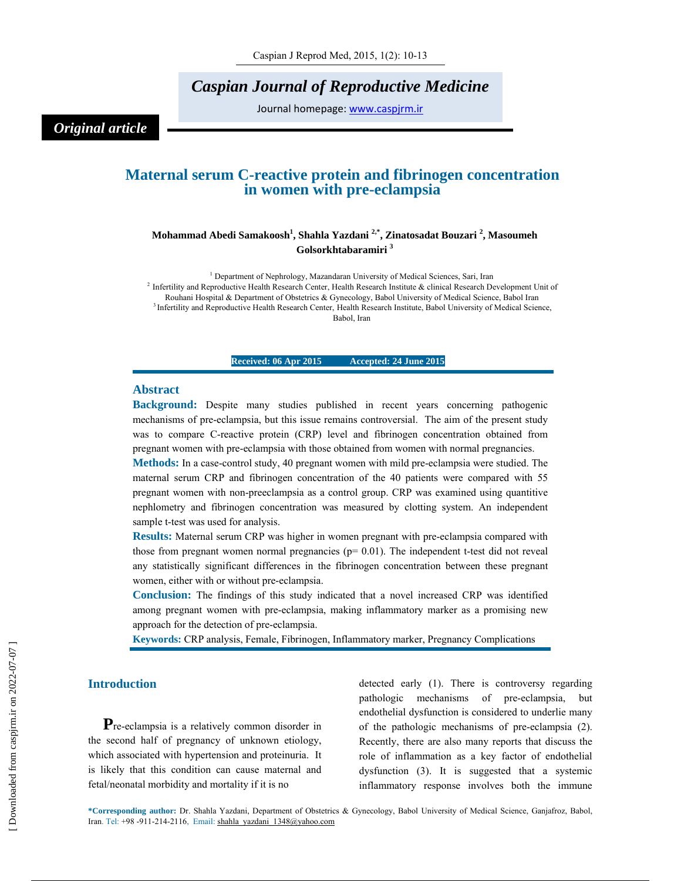# Caspian Journal of Reproductive Medicine

Journal homepage: www.caspjrm.ir

*Original article*

## Maternal serum C-reactive protein and fibrinogen concentration in women with pre-eclampsia

**Mohammad Abedi Samakoosh[1], Shahla Yazdani [2,*], Zinatosadat Bouzari [2], Masoumeh Golsorkhtabaramiri [3]**

[1] Department of Nephrology, Mazandaran University of Medical Sciences, Sari, Iran
[2] Infertility and Reproductive Health Research Center, Health Research Institute & clinical Research Development Unit of Rouhani Hospital & Department of Obstetrics & Gynecology, Babol University of Medical Science, Babol Iran
[3] Infertility and Reproductive Health Research Center, Health Research Institute, Babol University of Medical Science, Babol, Iran

**Received: 06 Apr 2015 Accepted: 24 June 2015**

### Abstract

**Background:** Despite many studies published in recent years concerning pathogenic mechanisms of pre-eclampsia, but this issue remains controversial. The aim of the present study was to compare C-reactive protein (CRP) level and fibrinogen concentration obtained from pregnant women with pre-eclampsia with those obtained from women with normal pregnancies.

**Methods:** In a case-control study, 40 pregnant women with mild pre-eclampsia were studied. The maternal serum CRP and fibrinogen concentration of the 40 patients were compared with 55 pregnant women with non-preeclampsia as a control group. CRP was examined using quantitive nephlometry and fibrinogen concentration was measured by clotting system. An independent sample t-test was used for analysis.

**Results:** Maternal serum CRP was higher in women pregnant with pre-eclampsia compared with those from pregnant women normal pregnancies ($p= 0.01$). The independent t-test did not reveal any statistically significant differences in the fibrinogen concentration between these pregnant women, either with or without pre-eclampsia.

**Conclusion:** The findings of this study indicated that a novel increased CRP was identified among pregnant women with pre-eclampsia, making inflammatory marker as a promising new approach for the detection of pre-eclampsia.

**Keywords:** CRP analysis, Female, Fibrinogen, Inflammatory marker, Pregnancy Complications

## Introduction

Pre-eclampsia is a relatively common disorder in the second half of pregnancy of unknown etiology, which associated with hypertension and proteinuria. It is likely that this condition can cause maternal and fetal/neonatal morbidity and mortality if it is no detected early (1). There is controversy regarding pathologic mechanisms of pre-eclampsia, but endothelial dysfunction is considered to underlie many of the pathologic mechanisms of pre-eclampsia (2). Recently, there are also many reports that discuss the role of inflammation as a key factor of endothelial dysfunction (3). It is suggested that a systemic inflammatory response involves both the immune

**\*Corresponding author:** Dr. Shahla Yazdani, Department of Obstetrics & Gynecology, Babol University of Medical Science, Ganjafroz, Babol, Iran. Tel: +98 -911-214-2116, Email: shahla_yazdani_1348@yahoo.com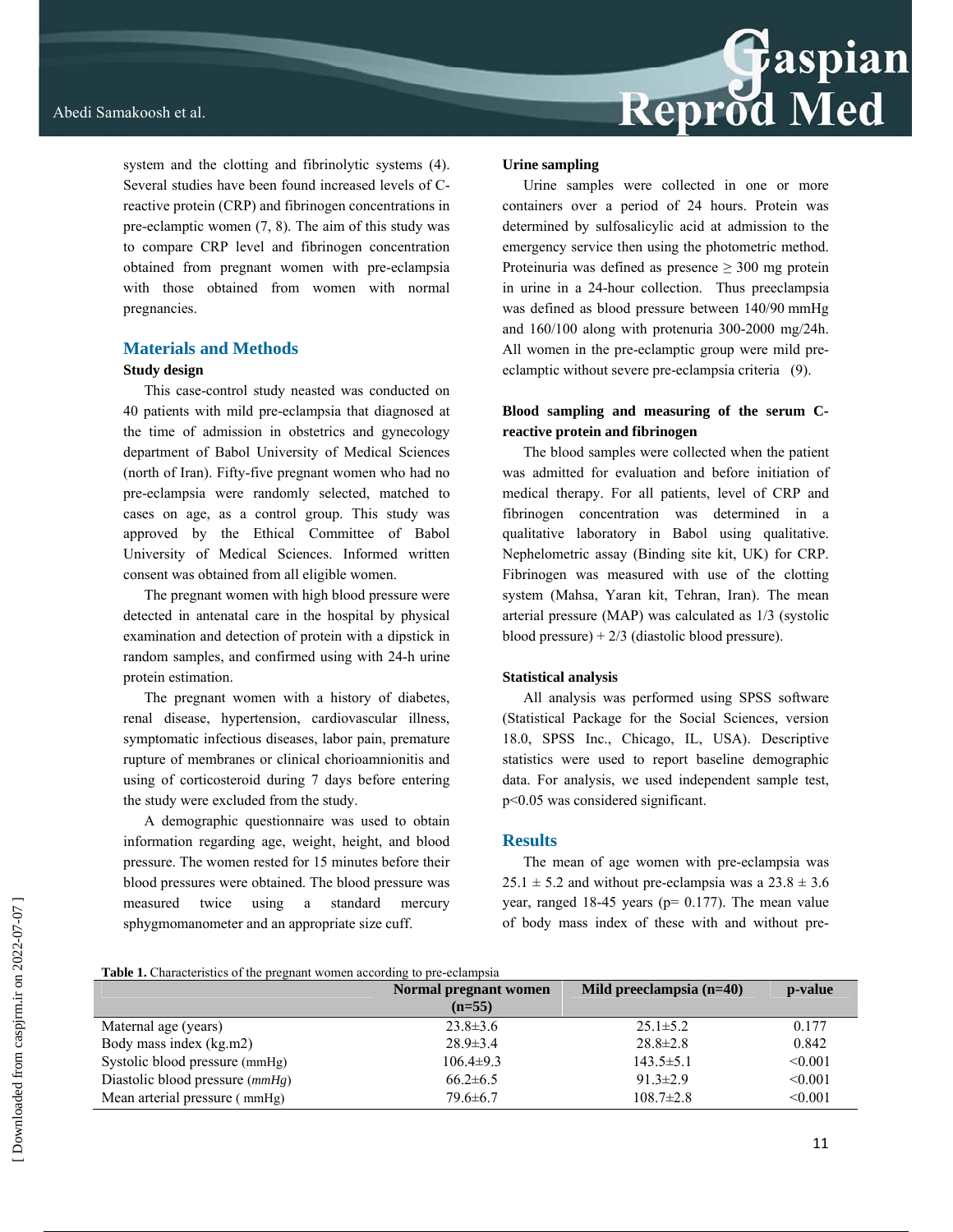system and the clotting and fibrinolytic systems (4). Several studies have been found increased levels of C-reactive protein (CRP) and fibrinogen concentrations in pre-eclamptic women (7, 8). The aim of this study was to compare CRP level and fibrinogen concentration obtained from pregnant women with pre-eclampsia with those obtained from women with normal pregnancies.

## Materials and Methods

### Study design

This case-control study neasted was conducted on 40 patients with mild pre-eclampsia that diagnosed at the time of admission in obstetrics and gynecology department of Babol University of Medical Sciences (north of Iran). Fifty-five pregnant women who had no pre-eclampsia were randomly selected, matched to cases on age, as a control group. This study was approved by the Ethical Committee of Babol University of Medical Sciences. Informed written consent was obtained from all eligible women.

The pregnant women with high blood pressure were detected in antenatal care in the hospital by physical examination and detection of protein with a dipstick in random samples, and confirmed using with 24-h urine protein estimation.

The pregnant women with a history of diabetes, renal disease, hypertension, cardiovascular illness, symptomatic infectious diseases, labor pain, premature rupture of membranes or clinical chorioamnionitis and using of corticosteroid during 7 days before entering the study were excluded from the study.

A demographic questionnaire was used to obtain information regarding age, weight, height, and blood pressure. The women rested for 15 minutes before their blood pressures were obtained. The blood pressure was measured twice using a standard mercury sphygmomanometer and an appropriate size cuff.

### Urine sampling

Urine samples were collected in one or more containers over a period of 24 hours. Protein was determined by sulfosalicylic acid at admission to the emergency service then using the photometric method. Proteinuria was defined as presence ≥ 300 mg protein in urine in a 24-hour collection. Thus preeclampsia was defined as blood pressure between 140/90 mmHg and 160/100 along with protenuria 300-2000 mg/24h. All women in the pre-eclamptic group were mild pre-eclamptic without severe pre-eclampsia criteria (9).

### Blood sampling and measuring of the serum C-reactive protein and fibrinogen

The blood samples were collected when the patient was admitted for evaluation and before initiation of medical therapy. For all patients, level of CRP and fibrinogen concentration was determined in a qualitative laboratory in Babol using qualitative. Nephelometric assay (Binding site kit, UK) for CRP. Fibrinogen was measured with use of the clotting system (Mahsa, Yaran kit, Tehran, Iran). The mean arterial pressure (MAP) was calculated as 1/3 (systolic blood pressure) + 2/3 (diastolic blood pressure).

### Statistical analysis

All analysis was performed using SPSS software (Statistical Package for the Social Sciences, version 18.0, SPSS Inc., Chicago, IL, USA). Descriptive statistics were used to report baseline demographic data. For analysis, we used independent sample test, $p<0.05$ was considered significant.

## Results

The mean of age women with pre-eclampsia was 25.1 ± 5.2 and without pre-eclampsia was a 23.8 ± 3.6 year, ranged 18-45 years (p= 0.177). The mean value of body mass index of these with and without pre-

**Table 1.** Characteristics of the pregnant women according to pre-eclampsia

| | Normal pregnant women (n=55) | Mild preeclampsia (n=40) | p-value |
|---|---|---|---|
| Maternal age (years) | 23.8±3.6 | 25.1±5.2 | 0.177 |
| Body mass index (kg.m2) | 28.9±3.4 | 28.8±2.8 | 0.842 |
| Systolic blood pressure (mmHg) | 106.4±9.3 | 143.5±5.1 | <0.001 |
| Diastolic blood pressure (*mmHg*) | 66.2±6.5 | 91.3±2.9 | <0.001 |
| Mean arterial pressure ( mmHg) | 79.6±6.7 | 108.7±2.8 | <0.001 |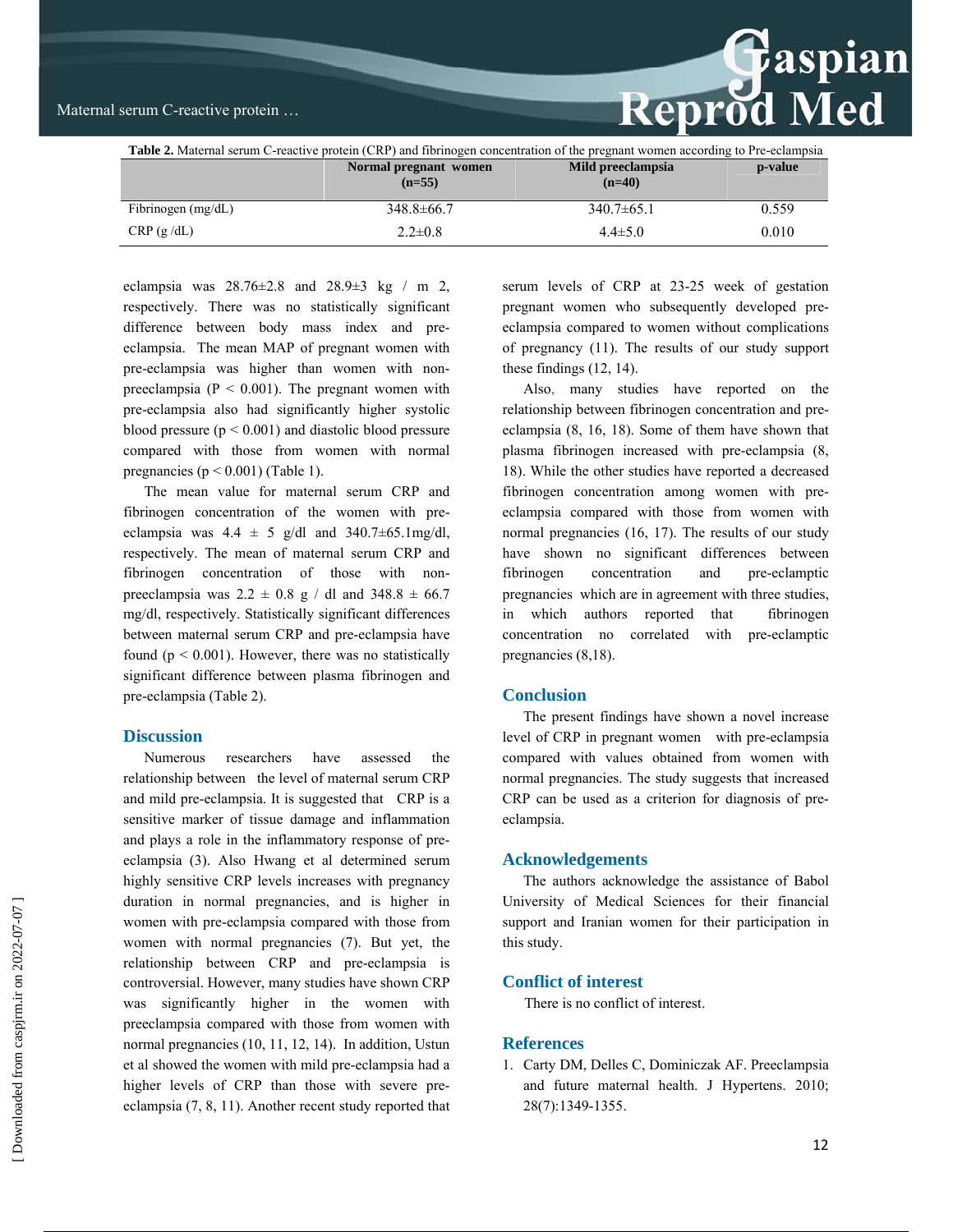**Table 2.** Maternal serum C-reactive protein (CRP) and fibrinogen concentration of the pregnant women according to Pre-eclampsia

| | Normal pregnant women (n=55) | Mild preeclampsia (n=40) | p-value |
|---|---|---|---|
| Fibrinogen (mg/dL) | 348.8±66.7 | 340.7±65.1 | 0.559 |
| CRP (g /dL) | 2.2±0.8 | 4.4±5.0 | 0.010 |

eclampsia was 28.76±2.8 and 28.9±3 kg / m 2, respectively. There was no statistically significant difference between body mass index and pre-eclampsia. The mean MAP of pregnant women with pre-eclampsia was higher than women with non-preeclampsia ($P < 0.001$). The pregnant women with pre-eclampsia also had significantly higher systolic blood pressure ($p < 0.001$) and diastolic blood pressure compared with those from women with normal pregnancies ($p < 0.001$) (Table 1).

The mean value for maternal serum CRP and fibrinogen concentration of the women with pre-eclampsia was 4.4 ± 5 g/dl and 340.7±65.1mg/dl, respectively. The mean of maternal serum CRP and fibrinogen concentration of those with non-preeclampsia was 2.2 ± 0.8 g / dl and 348.8 ± 66.7 mg/dl, respectively. Statistically significant differences between maternal serum CRP and pre-eclampsia have found ($p < 0.001$). However, there was no statistically significant difference between plasma fibrinogen and pre-eclampsia (Table 2).

## Discussion

Numerous researchers have assessed the relationship between the level of maternal serum CRP and mild pre-eclampsia. It is suggested that CRP is a sensitive marker of tissue damage and inflammation and plays a role in the inflammatory response of pre-eclampsia (3). Also Hwang et al determined serum highly sensitive CRP levels increases with pregnancy duration in normal pregnancies, and is higher in women with pre-eclampsia compared with those from women with normal pregnancies (7). But yet, the relationship between CRP and pre-eclampsia is controversial. However, many studies have shown CRP was significantly higher in the women with preeclampsia compared with those from women with normal pregnancies (10, 11, 12, 14). In addition, Ustun et al showed the women with mild pre-eclampsia had a higher levels of CRP than those with severe pre-eclampsia (7, 8, 11). Another recent study reported that serum levels of CRP at 23-25 week of gestation pregnant women who subsequently developed pre-eclampsia compared to women without complications of pregnancy (11). The results of our study support these findings (12, 14).

Also, many studies have reported on the relationship between fibrinogen concentration and pre-eclampsia (8, 16, 18). Some of them have shown that plasma fibrinogen increased with pre-eclampsia (8, 18). While the other studies have reported a decreased fibrinogen concentration among women with pre-eclampsia compared with those from women with normal pregnancies (16, 17). The results of our study have shown no significant differences between fibrinogen concentration and pre-eclamptic pregnancies which are in agreement with three studies, in which authors reported that fibrinogen concentration no correlated with pre-eclamptic pregnancies (8,18).

## Conclusion

The present findings have shown a novel increase level of CRP in pregnant women with pre-eclampsia compared with values obtained from women with normal pregnancies. The study suggests that increased CRP can be used as a criterion for diagnosis of pre-eclampsia.

## Acknowledgements

The authors acknowledge the assistance of Babol University of Medical Sciences for their financial support and Iranian women for their participation in this study.

## Conflict of interest

There is no conflict of interest.

## References

1. Carty DM, Delles C, Dominiczak AF. Preeclampsia and future maternal health. J Hypertens. 2010; 28(7):1349-1355.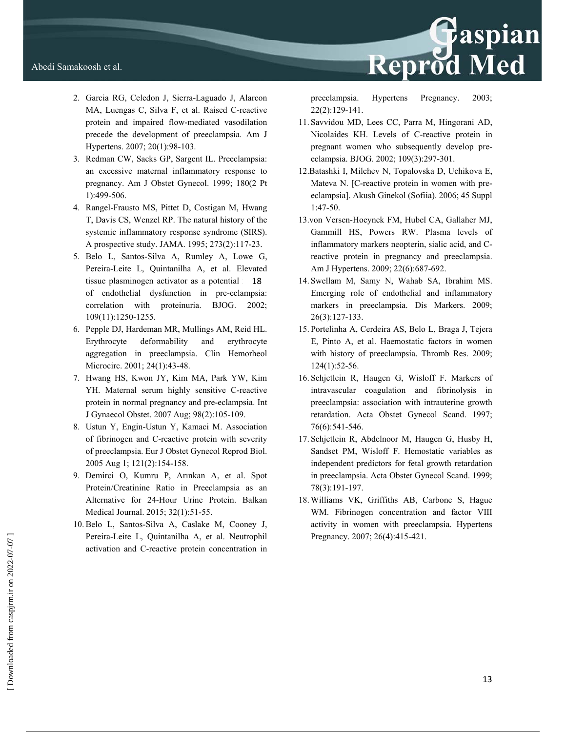2. Garcia RG, Celedon J, Sierra-Laguado J, Alarcon MA, Luengas C, Silva F, et al. Raised C-reactive protein and impaired flow-mediated vasodilation precede the development of preeclampsia. Am J Hypertens. 2007; 20(1):98-103.
3. Redman CW, Sacks GP, Sargent IL. Preeclampsia: an excessive maternal inflammatory response to pregnancy. Am J Obstet Gynecol. 1999; 180(2 Pt 1):499-506.
4. Rangel-Frausto MS, Pittet D, Costigan M, Hwang T, Davis CS, Wenzel RP. The natural history of the systemic inflammatory response syndrome (SIRS). A prospective study. JAMA. 1995; 273(2):117-23.
5. Belo L, Santos-Silva A, Rumley A, Lowe G, Pereira-Leite L, Quintanilha A, et al. Elevated tissue plasminogen activator as a potential 18 of endothelial dysfunction in pre-eclampsia: correlation with proteinuria. BJOG. 2002; 109(11):1250-1255.
6. Pepple DJ, Hardeman MR, Mullings AM, Reid HL. Erythrocyte deformability and erythrocyte aggregation in preeclampsia. Clin Hemorheol Microcirc. 2001; 24(1):43-48.
7. Hwang HS, Kwon JY, Kim MA, Park YW, Kim YH. Maternal serum highly sensitive C-reactive protein in normal pregnancy and pre-eclampsia. Int J Gynaecol Obstet. 2007 Aug; 98(2):105-109.
8. Ustun Y, Engin-Ustun Y, Kamaci M. Association of fibrinogen and C-reactive protein with severity of preeclampsia. Eur J Obstet Gynecol Reprod Biol. 2005 Aug 1; 121(2):154-158.
9. Demirci O, Kumru P, Arınkan A, et al. Spot Protein/Creatinine Ratio in Preeclampsia as an Alternative for 24-Hour Urine Protein. Balkan Medical Journal. 2015; 32(1):51-55.
10. Belo L, Santos-Silva A, Caslake M, Cooney J, Pereira-Leite L, Quintanilha A, et al. Neutrophil activation and C-reactive protein concentration in preeclampsia. Hypertens Pregnancy. 2003; 22(2):129-141.
11. Savvidou MD, Lees CC, Parra M, Hingorani AD, Nicolaides KH. Levels of C-reactive protein in pregnant women who subsequently develop pre-eclampsia. BJOG. 2002; 109(3):297-301.
12. Batashki I, Milchev N, Topalovska D, Uchikova E, Mateva N. [C-reactive protein in women with pre-eclampsia]. Akush Ginekol (Sofiia). 2006; 45 Suppl 1:47-50.
13. von Versen-Hoeynck FM, Hubel CA, Gallaher MJ, Gammill HS, Powers RW. Plasma levels of inflammatory markers neopterin, sialic acid, and C-reactive protein in pregnancy and preeclampsia. Am J Hypertens. 2009; 22(6):687-692.
14. Swellam M, Samy N, Wahab SA, Ibrahim MS. Emerging role of endothelial and inflammatory markers in preeclampsia. Dis Markers. 2009; 26(3):127-133.
15. Portelinha A, Cerdeira AS, Belo L, Braga J, Tejera E, Pinto A, et al. Haemostatic factors in women with history of preeclampsia. Thromb Res. 2009; 124(1):52-56.
16. Schjetlein R, Haugen G, Wisloff F. Markers of intravascular coagulation and fibrinolysis in preeclampsia: association with intrauterine growth retardation. Acta Obstet Gynecol Scand. 1997; 76(6):541-546.
17. Schjetlein R, Abdelnoor M, Haugen G, Husby H, Sandset PM, Wisloff F. Hemostatic variables as independent predictors for fetal growth retardation in preeclampsia. Acta Obstet Gynecol Scand. 1999; 78(3):191-197.
18. Williams VK, Griffiths AB, Carbone S, Hague WM. Fibrinogen concentration and factor VIII activity in women with preeclampsia. Hypertens Pregnancy. 2007; 26(4):415-421.